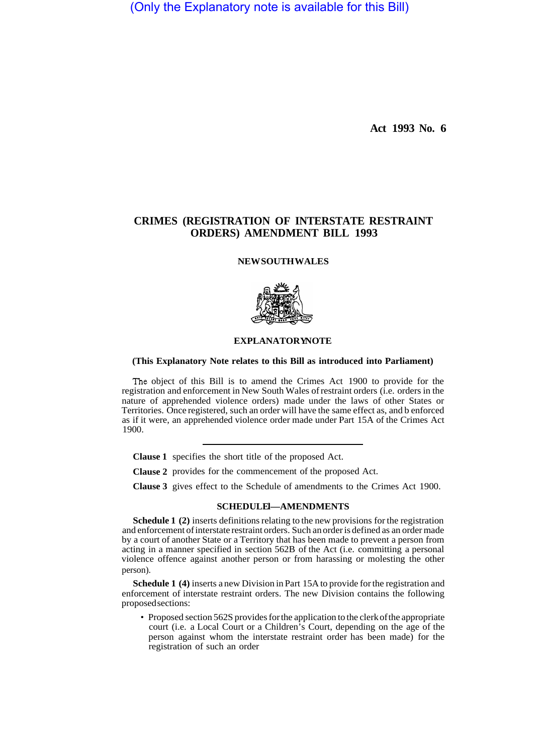(Only the Explanatory note is available for this Bill)

**Act 1993 No. 6**

# CRIMES (REGISTRATION OF INTERSTATE RESTRAINT ORDERS) AMENDMENT BILL 1993

**NEW SOUTH WALES**

## EXPLANATORY NOTE

**(This Explanatory Note relates to this Bill as introduced into Parliament)**

The object of this Bill is to amend the Crimes Act 1900 to provide for the registration and enforcement in New South Wales of restraint orders (i.e. orders in the nature of apprehended violence orders) made under the laws of other States or Territories. Once registered, such an order will have the same effect as, and b enforced as if it were, an apprehended violence order made under Part 15A of the Crimes Act 1900.

---

**Clause 1** specifies the short title of the proposed Act.

**Clause 2** provides for the commencement of the proposed Act.

**Clause 3** gives effect to the Schedule of amendments to the Crimes Act 1900.

### SCHEDULE 1—AMENDMENTS

**Schedule 1 (2)** inserts definitions relating to the new provisions for the registration and enforcement of interstate restraint orders. Such an order is defined as an order made by a court of another State or a Territory that has been made to prevent a person from acting in a manner specified in section 562B of the Act (i.e. committing a personal violence offence against another person or from harassing or molesting the other person).

**Schedule 1 (4)** inserts a new Division in Part 15A to provide for the registration and enforcement of interstate restraint orders. The new Division contains the following proposed sections:

- Proposed section 562S provides for the application to the clerk of the appropriate court (i.e. a Local Court or a Children's Court, depending on the age of the person against whom the interstate restraint order has been made) for the registration of such an order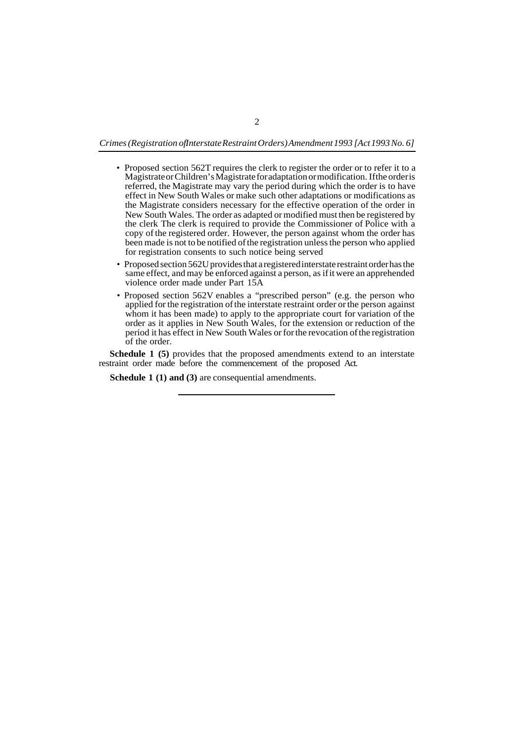- Proposed section 562T requires the clerk to register the order or to refer it to a Magistrate or Children's Magistrate for adaptation or modification. If the order is referred, the Magistrate may vary the period during which the order is to have effect in New South Wales or make such other adaptations or modifications as the Magistrate considers necessary for the effective operation of the order in New South Wales. The order as adapted or modified must then be registered by the clerk The clerk is required to provide the Commissioner of Police with a copy of the registered order. However, the person against whom the order has been made is not to be notified of the registration unless the person who applied for registration consents to such notice being served
- Proposed section 562U provides that a registered interstate restraint order has the same effect, and may be enforced against a person, as if it were an apprehended violence order made under Part 15A
- Proposed section 562V enables a "prescribed person" (e.g. the person who applied for the registration of the interstate restraint order or the person against whom it has been made) to apply to the appropriate court for variation of the order as it applies in New South Wales, for the extension or reduction of the period it has effect in New South Wales or for the revocation of the registration of the order.

**Schedule 1 (5)** provides that the proposed amendments extend to an interstate restraint order made before the commencement of the proposed Act.

**Schedule 1 (1) and (3)** are consequential amendments.